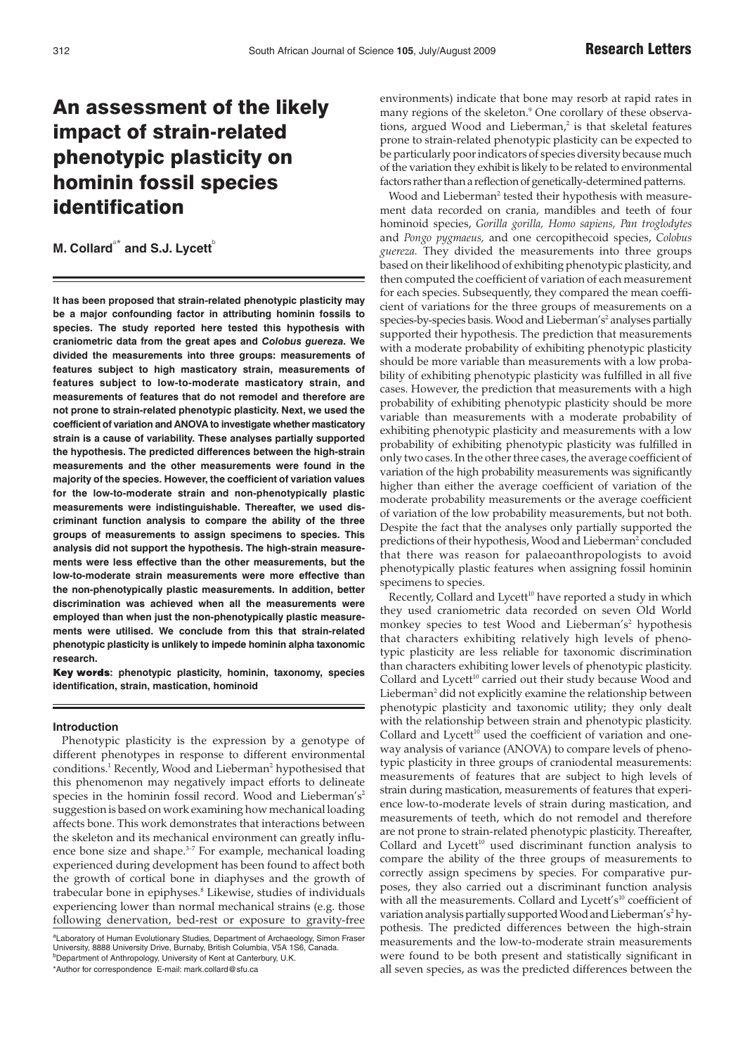# An assessment of the likely impact of strain-related phenotypic plasticity on hominin fossil species identification

**M. Collard[a*] and S.J. Lycett[b]**

**It has been proposed that strain-related phenotypic plasticity may be a major confounding factor in attributing hominin fossils to species. The study reported here tested this hypothesis with craniometric data from the great apes and *Colobus guereza*. We divided the measurements into three groups: measurements of features subject to high masticatory strain, measurements of features subject to low-to-moderate masticatory strain, and measurements of features that do not remodel and therefore are not prone to strain-related phenotypic plasticity. Next, we used the coefficient of variation and ANOVA to investigate whether masticatory strain is a cause of variability. These analyses partially supported the hypothesis. The predicted differences between the high-strain measurements and the other measurements were found in the majority of the species. However, the coefficient of variation values for the low-to-moderate strain and non-phenotypically plastic measurements were indistinguishable. Thereafter, we used discriminant function analysis to compare the ability of the three groups of measurements to assign specimens to species. This analysis did not support the hypothesis. The high-strain measurements were less effective than the other measurements, but the low-to-moderate strain measurements were more effective than the non-phenotypically plastic measurements. In addition, better discrimination was achieved when all the measurements were employed than when just the non-phenotypically plastic measurements were utilised. We conclude from this that strain-related phenotypic plasticity is unlikely to impede hominin alpha taxonomic research.**

**Key words: phenotypic plasticity, hominin, taxonomy, species identification, strain, mastication, hominoid**

## Introduction

Phenotypic plasticity is the expression by a genotype of different phenotypes in response to different environmental conditions.[1] Recently, Wood and Lieberman[2] hypothesised that this phenomenon may negatively impact efforts to delineate species in the hominin fossil record. Wood and Lieberman's[2] suggestion is based on work examining how mechanical loading affects bone. This work demonstrates that interactions between the skeleton and its mechanical environment can greatly influence bone size and shape.[3–7] For example, mechanical loading experienced during development has been found to affect both the growth of cortical bone in diaphyses and the growth of trabecular bone in epiphyses.[8] Likewise, studies of individuals experiencing lower than normal mechanical strains (e.g. those following denervation, bed-rest or exposure to gravity-free environments) indicate that bone may resorb at rapid rates in many regions of the skeleton.[9] One corollary of these observations, argued Wood and Lieberman,[2] is that skeletal features prone to strain-related phenotypic plasticity can be expected to be particularly poor indicators of species diversity because much of the variation they exhibit is likely to be related to environmental factors rather than a reflection of genetically-determined patterns.

Wood and Lieberman[2] tested their hypothesis with measurement data recorded on crania, mandibles and teeth of four hominoid species, *Gorilla gorilla, Homo sapiens, Pan troglodytes* and *Pongo pygmaeus,* and one cercopithecoid species, *Colobus guereza.* They divided the measurements into three groups based on their likelihood of exhibiting phenotypic plasticity, and then computed the coefficient of variation of each measurement for each species. Subsequently, they compared the mean coefficient of variations for the three groups of measurements on a species-by-species basis. Wood and Lieberman's[2] analyses partially supported their hypothesis. The prediction that measurements with a moderate probability of exhibiting phenotypic plasticity should be more variable than measurements with a low probability of exhibiting phenotypic plasticity was fulfilled in all five cases. However, the prediction that measurements with a high probability of exhibiting phenotypic plasticity should be more variable than measurements with a moderate probability of exhibiting phenotypic plasticity and measurements with a low probability of exhibiting phenotypic plasticity was fulfilled in only two cases. In the other three cases, the average coefficient of variation of the high probability measurements was significantly higher than either the average coefficient of variation of the moderate probability measurements or the average coefficient of variation of the low probability measurements, but not both. Despite the fact that the analyses only partially supported the predictions of their hypothesis, Wood and Lieberman[2] concluded that there was reason for palaeoanthropologists to avoid phenotypically plastic features when assigning fossil hominin specimens to species.

Recently, Collard and Lycett[10] have reported a study in which they used craniometric data recorded on seven Old World monkey species to test Wood and Lieberman's[2] hypothesis that characters exhibiting relatively high levels of phenotypic plasticity are less reliable for taxonomic discrimination than characters exhibiting lower levels of phenotypic plasticity. Collard and Lycett[10] carried out their study because Wood and Lieberman[2] did not explicitly examine the relationship between phenotypic plasticity and taxonomic utility; they only dealt with the relationship between strain and phenotypic plasticity. Collard and Lycett[10] used the coefficient of variation and one-way analysis of variance (ANOVA) to compare levels of phenotypic plasticity in three groups of craniodental measurements: measurements of features that are subject to high levels of strain during mastication, measurements of features that experience low-to-moderate levels of strain during mastication, and measurements of teeth, which do not remodel and therefore are not prone to strain-related phenotypic plasticity. Thereafter, Collard and Lycett[10] used discriminant function analysis to compare the ability of the three groups of measurements to correctly assign specimens by species. For comparative purposes, they also carried out a discriminant function analysis with all the measurements. Collard and Lycett's[10] coefficient of variation analysis partially supported Wood and Lieberman's[2] hypothesis. The predicted differences between the high-strain measurements and the low-to-moderate strain measurements were found to be both present and statistically significant in all seven species, as was the predicted differences between the

[a]Laboratory of Human Evolutionary Studies, Department of Archaeology, Simon Fraser University, 8888 University Drive, Burnaby, British Columbia, V5A 1S6, Canada.
[b]Department of Anthropology, University of Kent at Canterbury, U.K.
*Author for correspondence E-mail: mark.collard@sfu.ca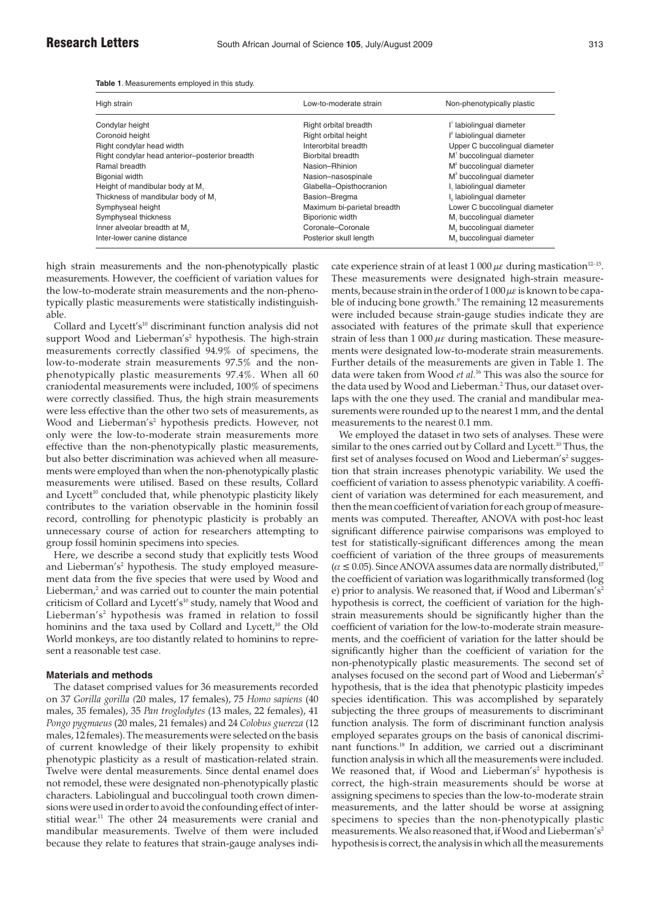**Table 1**. Measurements employed in this study.

| High strain | Low-to-moderate strain | Non-phenotypically plastic |
|---|---|---|
| Condylar height | Right orbital breadth | $I^1$ labiolingual diameter |
| Coronoid height | Right orbital height | $I^2$ labiolingual diameter |
| Right condylar head width | Interorbital breadth | Upper C buccolingual diameter |
| Right condylar head anterior–posterior breadth | Biorbital breadth | $M^1$ buccolingual diameter |
| Ramal breadth | Nasion–Rhinion | $M^2$ buccolingual diameter |
| Bigonial width | Nasion–nasospinale | $M^3$ buccolingual diameter |
| Height of mandibular body at $M_1$ | Glabella–Opisthocranion | $I_1$ labiolingual diameter |
| Thickness of mandibular body of $M_1$ | Basion–Bregma | $I_2$ labiolingual diameter |
| Symphyseal height | Maximum bi-parietal breadth | Lower C buccolingual diameter |
| Symphyseal thickness | Biporionic width | $M_1$ buccolingual diameter |
| Inner alveolar breadth at $M_3$ | Coronale–Coronale | $M_2$ buccolingual diameter |
| Inter-lower canine distance | Posterior skull length | $M_3$ buccolingual diameter |

high strain measurements and the non-phenotypically plastic measurements. However, the coefficient of variation values for the low-to-moderate strain measurements and the non-phenotypically plastic measurements were statistically indistinguishable.

Collard and Lycett's[10] discriminant function analysis did not support Wood and Lieberman's[2] hypothesis. The high-strain measurements correctly classified 94.9% of specimens, the low-to-moderate strain measurements 97.5% and the non-phenotypically plastic measurements 97.4%. When all 60 craniodental measurements were included, 100% of specimens were correctly classified. Thus, the high strain measurements were less effective than the other two sets of measurements, as Wood and Lieberman's[2] hypothesis predicts. However, not only were the low-to-moderate strain measurements more effective than the non-phenotypically plastic measurements, but also better discrimination was achieved when all measurements were employed than when the non-phenotypically plastic measurements were utilised. Based on these results, Collard and Lycett[10] concluded that, while phenotypic plasticity likely contributes to the variation observable in the hominin fossil record, controlling for phenotypic plasticity is probably an unnecessary course of action for researchers attempting to group fossil hominin specimens into species.

Here, we describe a second study that explicitly tests Wood and Lieberman's[2] hypothesis. The study employed measurement data from the five species that were used by Wood and Lieberman,[2] and was carried out to counter the main potential criticism of Collard and Lycett's[10] study, namely that Wood and Lieberman's[2] hypothesis was framed in relation to fossil hominins and the taxa used by Collard and Lycett,[10] the Old World monkeys, are too distantly related to hominins to represent a reasonable test case.

## Materials and methods

The dataset comprised values for 36 measurements recorded on 37 *Gorilla gorilla* (20 males, 17 females), 75 *Homo sapiens* (40 males, 35 females), 35 *Pan troglodytes* (13 males, 22 females), 41 *Pongo pygmaeus* (20 males, 21 females) and 24 *Colobus guereza* (12 males, 12 females). The measurements were selected on the basis of current knowledge of their likely propensity to exhibit phenotypic plasticity as a result of mastication-related strain. Twelve were dental measurements. Since dental enamel does not remodel, these were designated non-phenotypically plastic characters. Labiolingual and buccolingual tooth crown dimensions were used in order to avoid the confounding effect of interstitial wear.[11] The other 24 measurements were cranial and mandibular measurements. Twelve of them were included because they relate to features that strain-gauge analyses indicate experience strain of at least 1 000 $\mu\varepsilon$ during mastication[12–15]. These measurements were designated high-strain measurements, because strain in the order of 1 000 $\mu\varepsilon$ is known to be capable of inducing bone growth.[9] The remaining 12 measurements were included because strain-gauge studies indicate they are associated with features of the primate skull that experience strain of less than 1 000 $\mu\varepsilon$ during mastication. These measurements were designated low-to-moderate strain measurements. Further details of the measurements are given in Table 1. The data were taken from Wood *et al.*[16] This was also the source for the data used by Wood and Lieberman.[2] Thus, our dataset overlaps with the one they used. The cranial and mandibular measurements were rounded up to the nearest 1 mm, and the dental measurements to the nearest 0.1 mm.

We employed the dataset in two sets of analyses. These were similar to the ones carried out by Collard and Lycett.[10] Thus, the first set of analyses focused on Wood and Lieberman's[2] suggestion that strain increases phenotypic variability. We used the coefficient of variation to assess phenotypic variability. A coefficient of variation was determined for each measurement, and then the mean coefficient of variation for each group of measurements was computed. Thereafter, ANOVA with post-hoc least significant difference pairwise comparisons was employed to test for statistically-significant differences among the mean coefficient of variation of the three groups of measurements ($\alpha \leq 0.05$). Since ANOVA assumes data are normally distributed,[17] the coefficient of variation was logarithmically transformed (log e) prior to analysis. We reasoned that, if Wood and Liberman's[2] hypothesis is correct, the coefficient of variation for the high-strain measurements should be significantly higher than the coefficient of variation for the low-to-moderate strain measurements, and the coefficient of variation for the latter should be significantly higher than the coefficient of variation for the non-phenotypically plastic measurements. The second set of analyses focused on the second part of Wood and Lieberman's[2] hypothesis, that is the idea that phenotypic plasticity impedes species identification. This was accomplished by separately subjecting the three groups of measurements to discriminant function analysis. The form of discriminant function analysis employed separates groups on the basis of canonical discriminant functions.[18] In addition, we carried out a discriminant function analysis in which all the measurements were included. We reasoned that, if Wood and Lieberman's[2] hypothesis is correct, the high-strain measurements should be worse at assigning specimens to species than the low-to-moderate strain measurements, and the latter should be worse at assigning specimens to species than the non-phenotypically plastic measurements. We also reasoned that, if Wood and Lieberman's[2] hypothesis is correct, the analysis in which all the measurements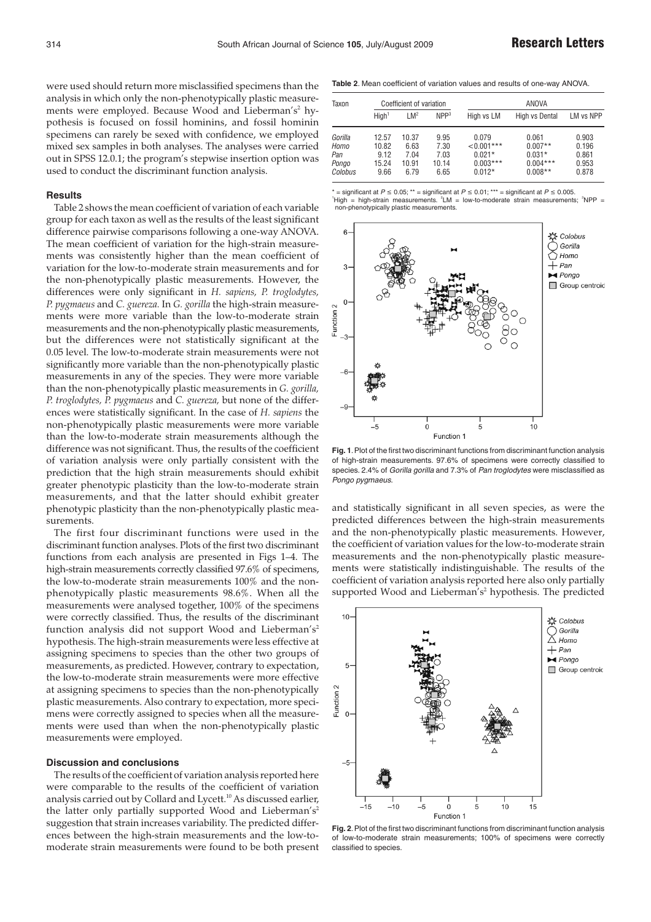were used should return more misclassified specimens than the analysis in which only the non-phenotypically plastic measurements were employed. Because Wood and Lieberman's[2] hypothesis is focused on fossil hominins, and fossil hominin specimens can rarely be sexed with confidence, we employed mixed sex samples in both analyses. The analyses were carried out in SPSS 12.0.1; the program's stepwise insertion option was used to conduct the discriminant function analysis.

## Results

Table 2 shows the mean coefficient of variation of each variable group for each taxon as well as the results of the least significant difference pairwise comparisons following a one-way ANOVA. The mean coefficient of variation for the high-strain measurements was consistently higher than the mean coefficient of variation for the low-to-moderate strain measurements and for the non-phenotypically plastic measurements. However, the differences were only significant in *H. sapiens, P. troglodytes, P. pygmaeus* and *C. guereza.* In *G. gorilla* the high-strain measurements were more variable than the low-to-moderate strain measurements and the non-phenotypically plastic measurements, but the differences were not statistically significant at the 0.05 level. The low-to-moderate strain measurements were not significantly more variable than the non-phenotypically plastic measurements in any of the species. They were more variable than the non-phenotypically plastic measurements in *G. gorilla, P. troglodytes, P. pygmaeus* and *C. guereza,* but none of the differences were statistically significant. In the case of *H. sapiens* the non-phenotypically plastic measurements were more variable than the low-to-moderate strain measurements although the difference was not significant. Thus, the results of the coefficient of variation analysis were only partially consistent with the prediction that the high strain measurements should exhibit greater phenotypic plasticity than the low-to-moderate strain measurements, and that the latter should exhibit greater phenotypic plasticity than the non-phenotypically plastic measurements.

The first four discriminant functions were used in the discriminant function analyses. Plots of the first two discriminant functions from each analysis are presented in Figs 1–4. The high-strain measurements correctly classified 97.6% of specimens, the low-to-moderate strain measurements 100% and the non-phenotypically plastic measurements 98.6%. When all the measurements were analysed together, 100% of the specimens were correctly classified. Thus, the results of the discriminant function analysis did not support Wood and Lieberman's[2] hypothesis. The high-strain measurements were less effective at assigning specimens to species than the other two groups of measurements, as predicted. However, contrary to expectation, the low-to-moderate strain measurements were more effective at assigning specimens to species than the non-phenotypically plastic measurements. Also contrary to expectation, more specimens were correctly assigned to species when all the measurements were used than when the non-phenotypically plastic measurements were employed.

## Discussion and conclusions

The results of the coefficient of variation analysis reported here were comparable to the results of the coefficient of variation analysis carried out by Collard and Lycett.[10] As discussed earlier, the latter only partially supported Wood and Lieberman's[2] suggestion that strain increases variability. The predicted differences between the high-strain measurements and the low-to-moderate strain measurements were found to be both present and statistically significant in all seven species, as were the predicted differences between the high-strain measurements and the non-phenotypically plastic measurements. However, the coefficient of variation values for the low-to-moderate strain measurements and the non-phenotypically plastic measurements were statistically indistinguishable. The results of the coefficient of variation analysis reported here also only partially supported Wood and Lieberman's[2] hypothesis. The predicted

**Table 2**. Mean coefficient of variation values and results of one-way ANOVA.

| Taxon | Coefficient of variation | | | ANOVA | | |
|---|---|---|---|---|---|---|
| | High[1] | LM[2] | NPP[3] | High vs LM | High vs Dental | LM vs NPP |
| *Gorilla* | 12.57 | 10.37 | 9.95 | 0.079 | 0.061 | 0.903 |
| *Homo* | 10.82 | 6.63 | 7.30 | <0.001*** | 0.007** | 0.196 |
| *Pan* | 9.12 | 7.04 | 7.03 | 0.021* | 0.031* | 0.861 |
| *Pongo* | 15.24 | 10.91 | 10.14 | 0.003*** | 0.004*** | 0.953 |
| *Colobus* | 9.66 | 6.79 | 6.65 | 0.012* | 0.008** | 0.878 |

\* = significant at $P \leq 0.05$; ** = significant at $P \leq 0.01$; *** = significant at $P \leq 0.005$.
[1]High = high-strain measurements. [2]LM = low-to-moderate strain measurements; [3]NPP = non-phenotypically plastic measurements.

**Fig. 1**. Plot of the first two discriminant functions from discriminant function analysis of high-strain measurements. 97.6% of specimens were correctly classified to species. 2.4% of *Gorilla gorilla* and 7.3% of *Pan troglodytes* were misclassified as *Pongo pygmaeus*.

**Fig. 2**. Plot of the first two discriminant functions from discriminant function analysis of low-to-moderate strain measurements; 100% of specimens were correctly classified to species.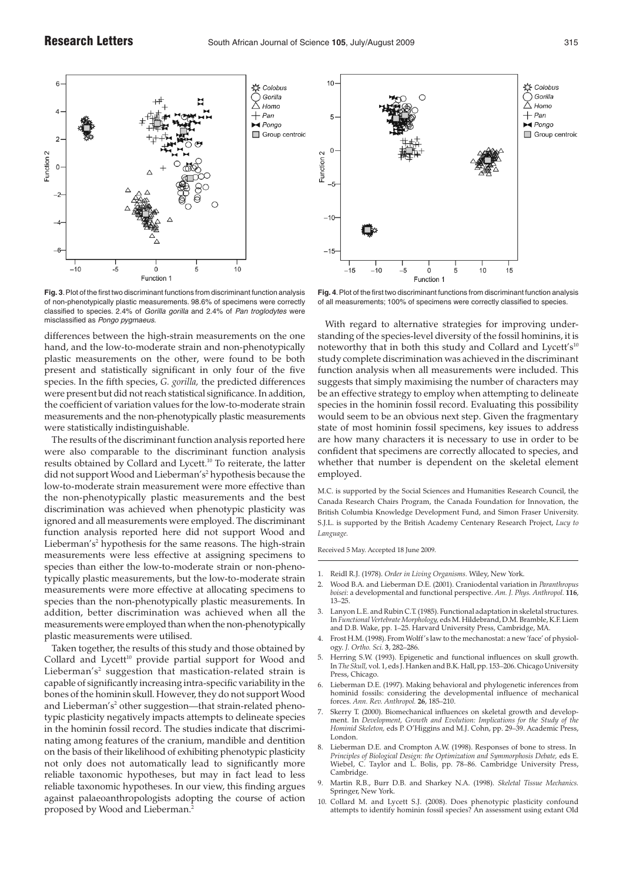Function 2

Function 1

Colobus
Gorilla
Homo
Pan
Pongo
Group centroid

6
4
2
0
−2
−4
−6

−10 −5 0 5 10

**Fig. 3**. Plot of the first two discriminant functions from discriminant function analysis of non-phenotypically plastic measurements. 98.6% of specimens were correctly classified to species. 2.4% of *Gorilla gorilla* and 2.4% of *Pan troglodytes* were misclassified as *Pongo pygmaeus*.

Function 2

Function 1

Colobus
Gorilla
Homo
Pan
Pongo
Group centroid

10
5
0
−5
−10
−15

−15 −10 −5 0 5 10 15

**Fig. 4**. Plot of the first two discriminant functions from discriminant function analysis of all measurements; 100% of specimens were correctly classified to species.

differences between the high-strain measurements on the one hand, and the low-to-moderate strain and non-phenotypically plastic measurements on the other, were found to be both present and statistically significant in only four of the five species. In the fifth species, *G. gorilla,* the predicted differences were present but did not reach statistical significance. In addition, the coefficient of variation values for the low-to-moderate strain measurements and the non-phenotypically plastic measurements were statistically indistinguishable.

The results of the discriminant function analysis reported here were also comparable to the discriminant function analysis results obtained by Collard and Lycett.[10] To reiterate, the latter did not support Wood and Lieberman's[2] hypothesis because the low-to-moderate strain measurement were more effective than the non-phenotypically plastic measurements and the best discrimination was achieved when phenotypic plasticity was ignored and all measurements were employed. The discriminant function analysis reported here did not support Wood and Lieberman's[2] hypothesis for the same reasons. The high-strain measurements were less effective at assigning specimens to species than either the low-to-moderate strain or non-phenotypically plastic measurements, but the low-to-moderate strain measurements were more effective at allocating specimens to species than the non-phenotypically plastic measurements. In addition, better discrimination was achieved when all the measurements were employed than when the non-phenotypically plastic measurements were utilised.

Taken together, the results of this study and those obtained by Collard and Lycett[10] provide partial support for Wood and Lieberman's[2] suggestion that mastication-related strain is capable of significantly increasing intra-specific variability in the bones of the hominin skull. However, they do not support Wood and Lieberman's[2] other suggestion—that strain-related phenotypic plasticity negatively impacts attempts to delineate species in the hominin fossil record. The studies indicate that discriminating among features of the cranium, mandible and dentition on the basis of their likelihood of exhibiting phenotypic plasticity not only does not automatically lead to significantly more reliable taxonomic hypotheses, but may in fact lead to less reliable taxonomic hypotheses. In our view, this finding argues against palaeoanthropologists adopting the course of action proposed by Wood and Lieberman.[2]

With regard to alternative strategies for improving understanding of the species-level diversity of the fossil hominins, it is noteworthy that in both this study and Collard and Lycett's[10] study complete discrimination was achieved in the discriminant function analysis when all measurements were included. This suggests that simply maximising the number of characters may be an effective strategy to employ when attempting to delineate species in the hominin fossil record. Evaluating this possibility would seem to be an obvious next step. Given the fragmentary state of most hominin fossil specimens, key issues to address are how many characters it is necessary to use in order to be confident that specimens are correctly allocated to species, and whether that number is dependent on the skeletal element employed.

M.C. is supported by the Social Sciences and Humanities Research Council, the Canada Research Chairs Program, the Canada Foundation for Innovation, the British Columbia Knowledge Development Fund, and Simon Fraser University. S.J.L. is supported by the British Academy Centenary Research Project, *Lucy to Language*.

Received 5 May. Accepted 18 June 2009.

1. Reidl R.J. (1978). *Order in Living Organisms.* Wiley, New York.
2. Wood B.A. and Lieberman D.E. (2001). Craniodental variation in *Paranthropus boisei*: a developmental and functional perspective. *Am. J. Phys. Anthropol.* **116**, 13–25.
3. Lanyon L.E. and Rubin C.T. (1985). Functional adaptation in skeletal structures. In *Functional Vertebrate Morphology*, eds M. Hildebrand, D.M. Bramble, K.F. Liem and D.B. Wake, pp. 1–25. Harvard University Press, Cambridge, MA.
4. Frost H.M. (1998). From Wolff's law to the mechanostat: a new 'face' of physiology. *J. Ortho. Sci.* **3**, 282–286.
5. Herring S.W. (1993). Epigenetic and functional influences on skull growth. In *The Skull,* vol. 1, eds J. Hanken and B.K. Hall, pp. 153–206. Chicago University Press, Chicago.
6. Lieberman D.E. (1997). Making behavioral and phylogenetic inferences from hominid fossils: considering the developmental influence of mechanical forces. *Ann. Rev. Anthropol.* **26**, 185–210.
7. Skerry T. (2000). Biomechanical influences on skeletal growth and development. In *Development, Growth and Evolution: Implications for the Study of the Hominid Skeleton,* eds P. O'Higgins and M.J. Cohn, pp. 29–39. Academic Press, London.
8. Lieberman D.E. and Crompton A.W. (1998). Responses of bone to stress. In *Principles of Biological Design: the Optimization and Symmorphosis Debate,* eds E. Wiebel, C. Taylor and L. Bolis, pp. 78–86. Cambridge University Press, Cambridge.
9. Martin R.B., Burr D.B. and Sharkey N.A. (1998). *Skeletal Tissue Mechanics.* Springer, New York.
10. Collard M. and Lycett S.J. (2008). Does phenotypic plasticity confound attempts to identify hominin fossil species? An assessment using extant Old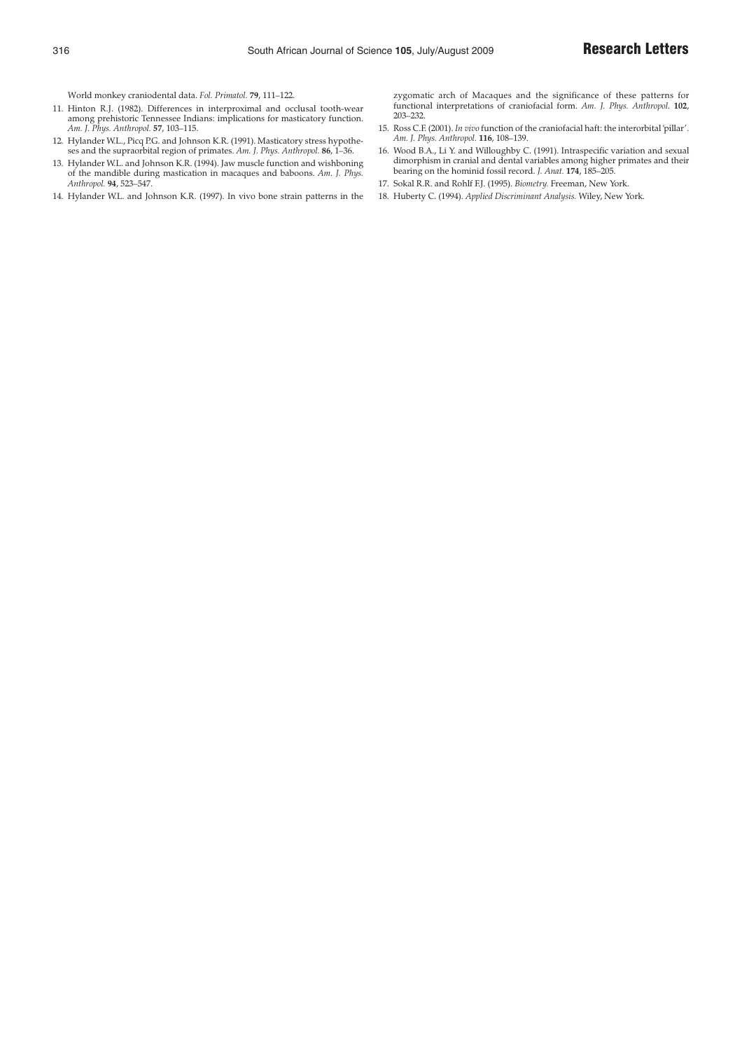World monkey craniodental data. *Fol. Primatol.* **79**, 111–122.

11. Hinton R.J. (1982). Differences in interproximal and occlusal tooth-wear among prehistoric Tennessee Indians: implications for masticatory function. *Am. J. Phys. Anthropol.* **57**, 103–115.
12. Hylander W.L., Picq P.G. and Johnson K.R. (1991). Masticatory stress hypotheses and the supraorbital region of primates. *Am. J. Phys. Anthropol.* **86**, 1–36.
13. Hylander W.L. and Johnson K.R. (1994). Jaw muscle function and wishboning of the mandible during mastication in macaques and baboons. *Am. J. Phys. Anthropol.* **94**, 523–547.
14. Hylander W.L. and Johnson K.R. (1997). In vivo bone strain patterns in the zygomatic arch of Macaques and the significance of these patterns for functional interpretations of craniofacial form. *Am. J. Phys. Anthropol.* **102**, 203–232.
15. Ross C.F. (2001). *In vivo* function of the craniofacial haft: the interorbital 'pillar'. *Am. J. Phys. Anthropol.* **116**, 108–139.
16. Wood B.A., Li Y. and Willoughby C. (1991). Intraspecific variation and sexual dimorphism in cranial and dental variables among higher primates and their bearing on the hominid fossil record. *J. Anat.* **174**, 185–205.
17. Sokal R.R. and Rohlf F.J. (1995). *Biometry.* Freeman, New York.
18. Huberty C. (1994). *Applied Discriminant Analysis.* Wiley, New York.